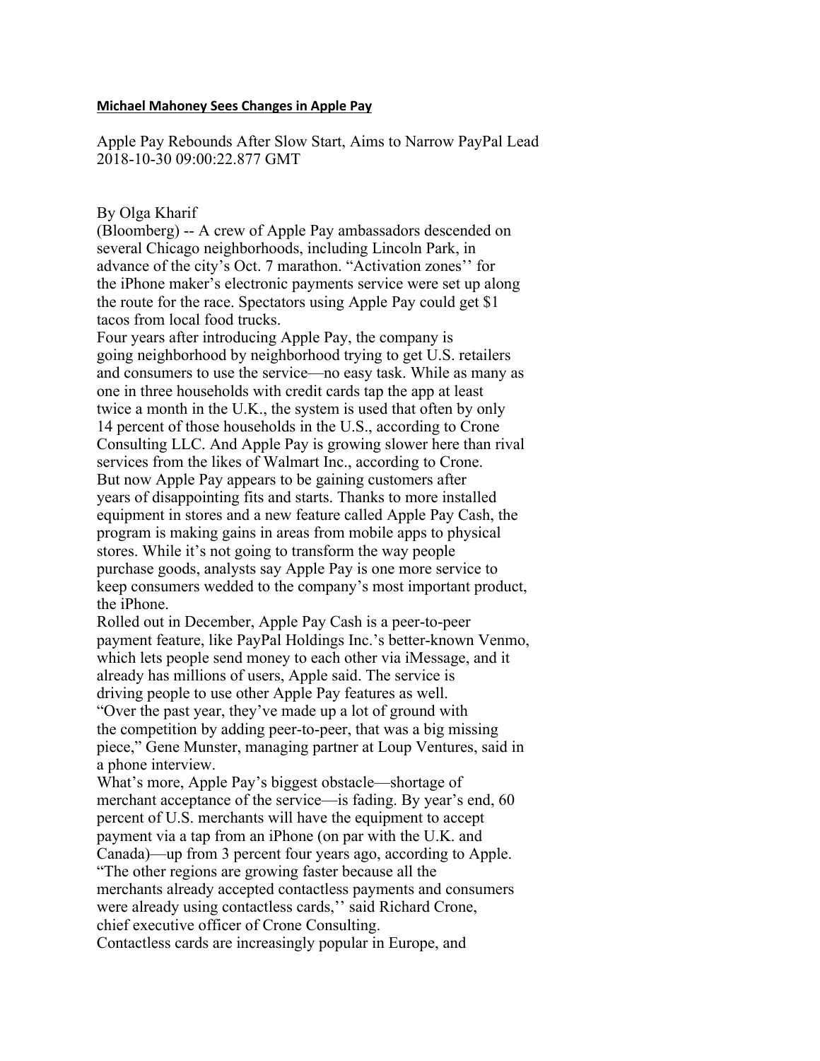**Michael Mahoney Sees Changes in Apple Pay**

Apple Pay Rebounds After Slow Start, Aims to Narrow PayPal Lead
2018-10-30 09:00:22.877 GMT

By Olga Kharif

(Bloomberg) -- A crew of Apple Pay ambassadors descended on several Chicago neighborhoods, including Lincoln Park, in advance of the city's Oct. 7 marathon. "Activation zones'' for the iPhone maker's electronic payments service were set up along the route for the race. Spectators using Apple Pay could get $1 tacos from local food trucks.

Four years after introducing Apple Pay, the company is going neighborhood by neighborhood trying to get U.S. retailers and consumers to use the service—no easy task. While as many as one in three households with credit cards tap the app at least twice a month in the U.K., the system is used that often by only 14 percent of those households in the U.S., according to Crone Consulting LLC. And Apple Pay is growing slower here than rival services from the likes of Walmart Inc., according to Crone.

But now Apple Pay appears to be gaining customers after years of disappointing fits and starts. Thanks to more installed equipment in stores and a new feature called Apple Pay Cash, the program is making gains in areas from mobile apps to physical stores. While it's not going to transform the way people purchase goods, analysts say Apple Pay is one more service to keep consumers wedded to the company's most important product, the iPhone.

Rolled out in December, Apple Pay Cash is a peer-to-peer payment feature, like PayPal Holdings Inc.'s better-known Venmo, which lets people send money to each other via iMessage, and it already has millions of users, Apple said. The service is driving people to use other Apple Pay features as well.

"Over the past year, they've made up a lot of ground with the competition by adding peer-to-peer, that was a big missing piece," Gene Munster, managing partner at Loup Ventures, said in a phone interview.

What's more, Apple Pay's biggest obstacle—shortage of merchant acceptance of the service—is fading. By year's end, 60 percent of U.S. merchants will have the equipment to accept payment via a tap from an iPhone (on par with the U.K. and Canada)—up from 3 percent four years ago, according to Apple.

"The other regions are growing faster because all the merchants already accepted contactless payments and consumers were already using contactless cards,'' said Richard Crone, chief executive officer of Crone Consulting.

Contactless cards are increasingly popular in Europe, and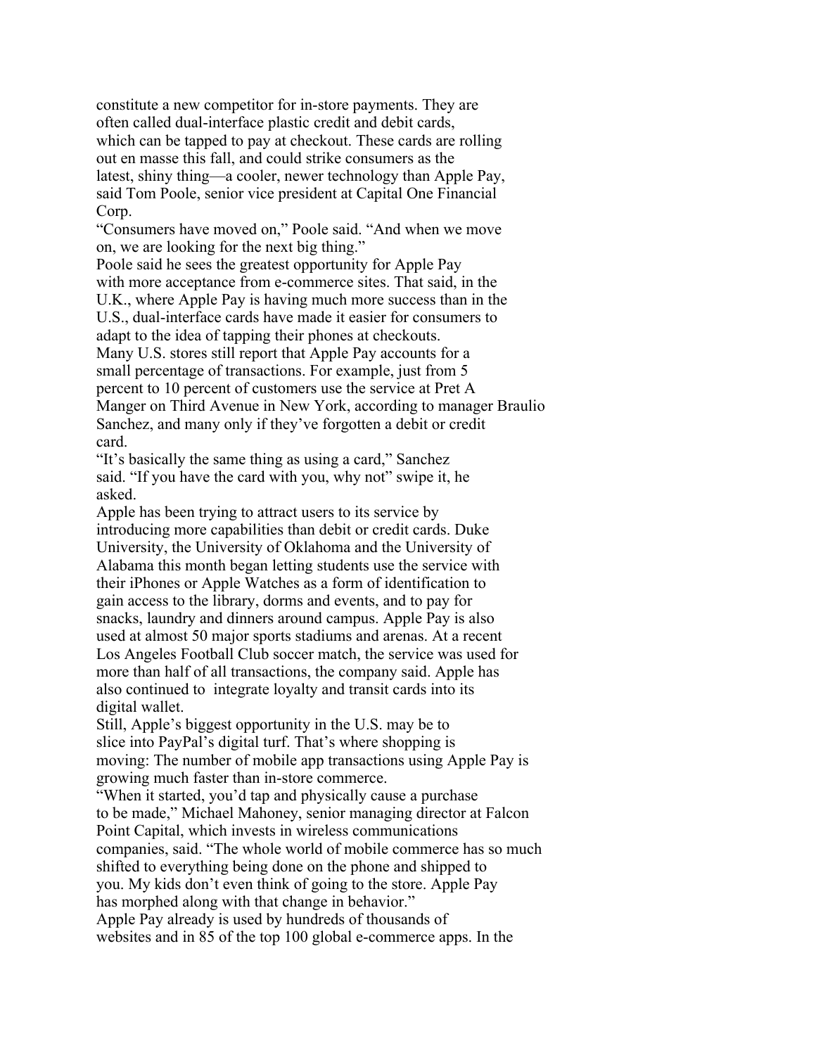constitute a new competitor for in-store payments. They are often called dual-interface plastic credit and debit cards, which can be tapped to pay at checkout. These cards are rolling out en masse this fall, and could strike consumers as the latest, shiny thing—a cooler, newer technology than Apple Pay, said Tom Poole, senior vice president at Capital One Financial Corp.

"Consumers have moved on," Poole said. "And when we move on, we are looking for the next big thing."

Poole said he sees the greatest opportunity for Apple Pay with more acceptance from e-commerce sites. That said, in the U.K., where Apple Pay is having much more success than in the U.S., dual-interface cards have made it easier for consumers to adapt to the idea of tapping their phones at checkouts.

Many U.S. stores still report that Apple Pay accounts for a small percentage of transactions. For example, just from 5 percent to 10 percent of customers use the service at Pret A Manger on Third Avenue in New York, according to manager Braulio Sanchez, and many only if they've forgotten a debit or credit card.

"It's basically the same thing as using a card," Sanchez said. "If you have the card with you, why not" swipe it, he asked.

Apple has been trying to attract users to its service by introducing more capabilities than debit or credit cards. Duke University, the University of Oklahoma and the University of Alabama this month began letting students use the service with their iPhones or Apple Watches as a form of identification to gain access to the library, dorms and events, and to pay for snacks, laundry and dinners around campus. Apple Pay is also used at almost 50 major sports stadiums and arenas. At a recent Los Angeles Football Club soccer match, the service was used for more than half of all transactions, the company said. Apple has also continued to integrate loyalty and transit cards into its digital wallet.

Still, Apple's biggest opportunity in the U.S. may be to slice into PayPal's digital turf. That's where shopping is moving: The number of mobile app transactions using Apple Pay is growing much faster than in-store commerce.

"When it started, you'd tap and physically cause a purchase to be made," Michael Mahoney, senior managing director at Falcon Point Capital, which invests in wireless communications companies, said. "The whole world of mobile commerce has so much shifted to everything being done on the phone and shipped to you. My kids don't even think of going to the store. Apple Pay has morphed along with that change in behavior."

Apple Pay already is used by hundreds of thousands of websites and in 85 of the top 100 global e-commerce apps. In the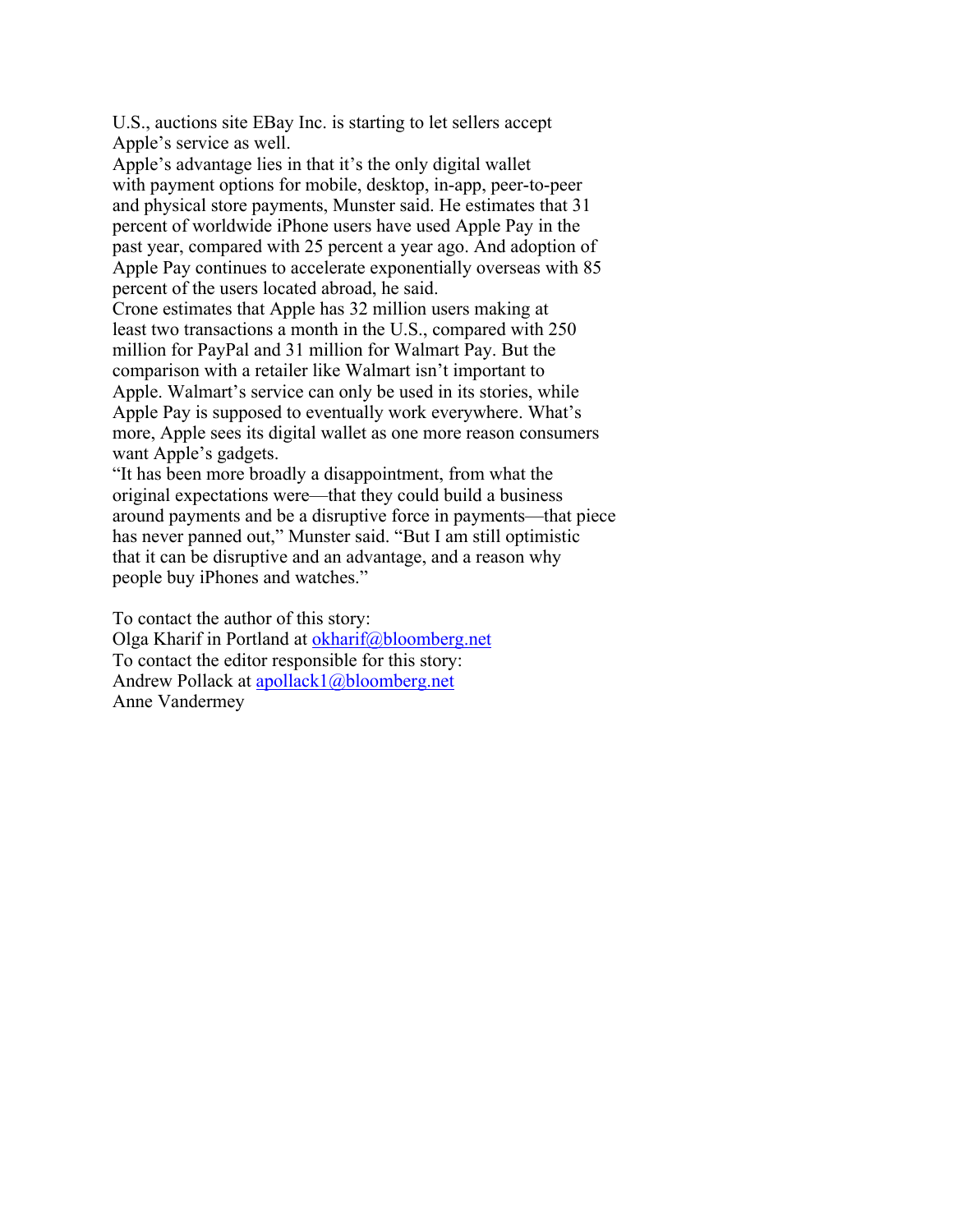U.S., auctions site EBay Inc. is starting to let sellers accept Apple's service as well.

Apple's advantage lies in that it's the only digital wallet with payment options for mobile, desktop, in-app, peer-to-peer and physical store payments, Munster said. He estimates that 31 percent of worldwide iPhone users have used Apple Pay in the past year, compared with 25 percent a year ago. And adoption of Apple Pay continues to accelerate exponentially overseas with 85 percent of the users located abroad, he said.

Crone estimates that Apple has 32 million users making at least two transactions a month in the U.S., compared with 250 million for PayPal and 31 million for Walmart Pay. But the comparison with a retailer like Walmart isn't important to Apple. Walmart's service can only be used in its stories, while Apple Pay is supposed to eventually work everywhere. What's more, Apple sees its digital wallet as one more reason consumers want Apple's gadgets.

"It has been more broadly a disappointment, from what the original expectations were—that they could build a business around payments and be a disruptive force in payments—that piece has never panned out," Munster said. "But I am still optimistic that it can be disruptive and an advantage, and a reason why people buy iPhones and watches."

To contact the author of this story:
Olga Kharif in Portland at okharif@bloomberg.net
To contact the editor responsible for this story:
Andrew Pollack at apollack1@bloomberg.net
Anne Vandermey